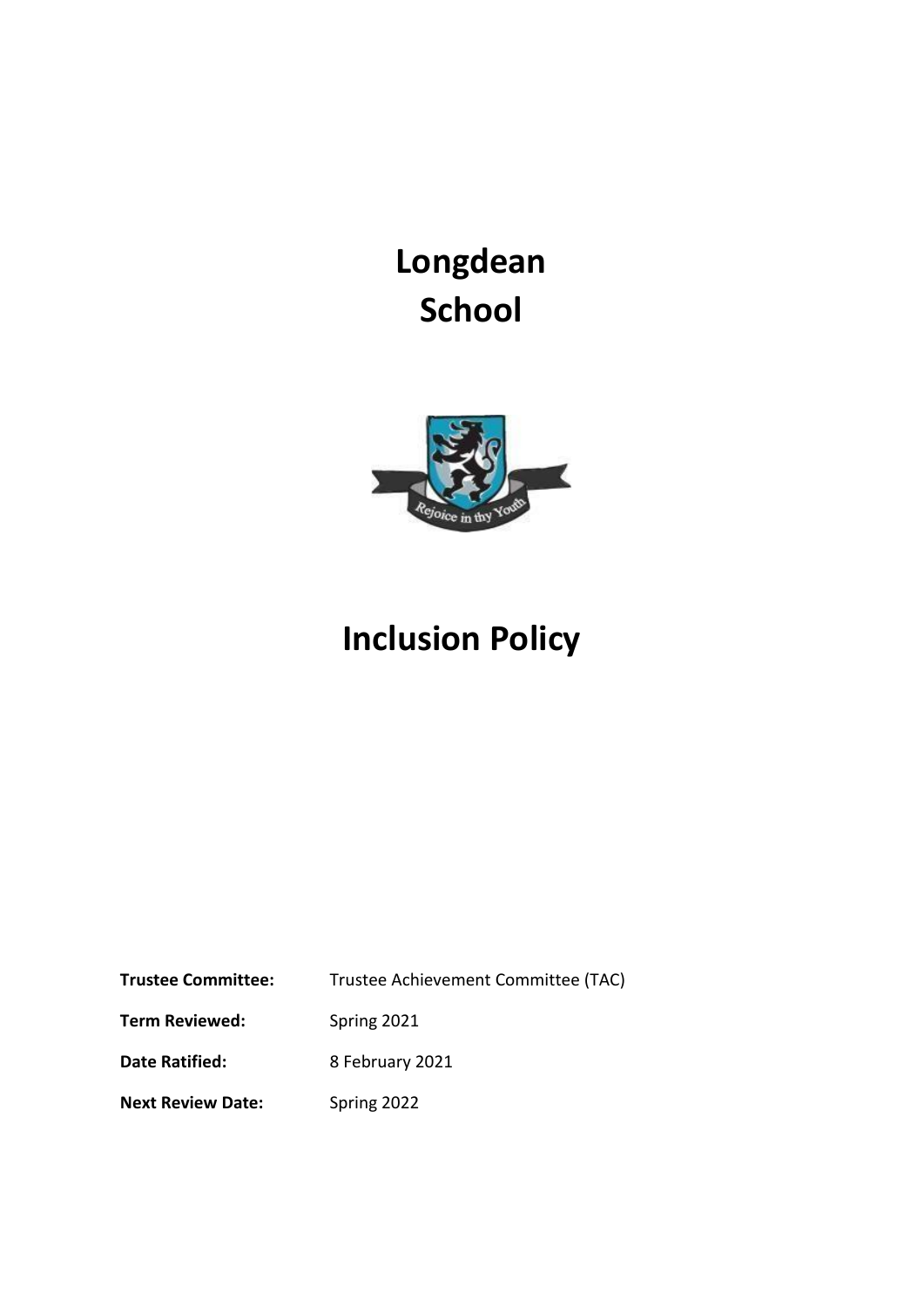# Longdean School

# Inclusion Policy

| | |
|---|---|
| **Trustee Committee:** | Trustee Achievement Committee (TAC) |
| **Term Reviewed:** | Spring 2021 |
| **Date Ratified:** | 8 February 2021 |
| **Next Review Date:** | Spring 2022 |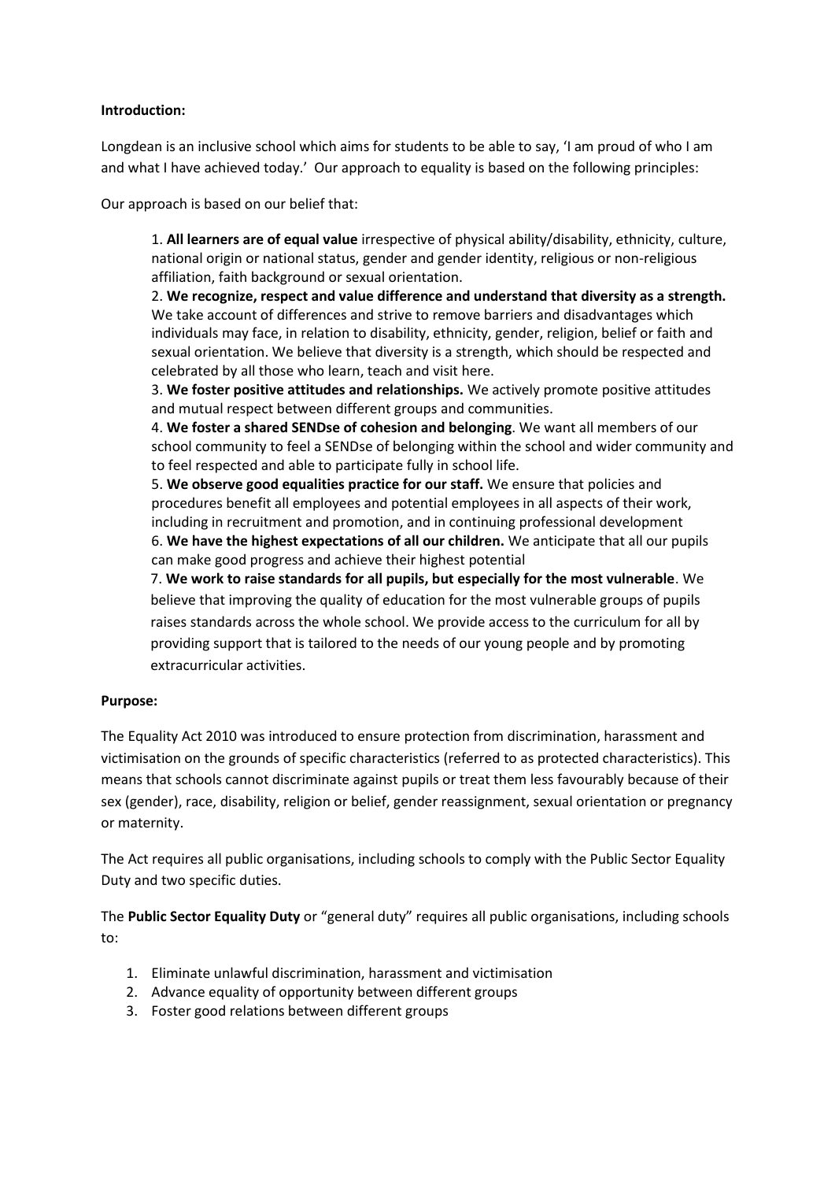**Introduction:**

Longdean is an inclusive school which aims for students to be able to say, 'I am proud of who I am and what I have achieved today.' Our approach to equality is based on the following principles:

Our approach is based on our belief that:

1. **All learners are of equal value** irrespective of physical ability/disability, ethnicity, culture, national origin or national status, gender and gender identity, religious or non-religious affiliation, faith background or sexual orientation.
2. **We recognize, respect and value difference and understand that diversity as a strength.** We take account of differences and strive to remove barriers and disadvantages which individuals may face, in relation to disability, ethnicity, gender, religion, belief or faith and sexual orientation. We believe that diversity is a strength, which should be respected and celebrated by all those who learn, teach and visit here.
3. **We foster positive attitudes and relationships.** We actively promote positive attitudes and mutual respect between different groups and communities.
4. **We foster a shared SENDse of cohesion and belonging**. We want all members of our school community to feel a SENDse of belonging within the school and wider community and to feel respected and able to participate fully in school life.
5. **We observe good equalities practice for our staff.** We ensure that policies and procedures benefit all employees and potential employees in all aspects of their work, including in recruitment and promotion, and in continuing professional development
6. **We have the highest expectations of all our children.** We anticipate that all our pupils can make good progress and achieve their highest potential
7. **We work to raise standards for all pupils, but especially for the most vulnerable**. We believe that improving the quality of education for the most vulnerable groups of pupils raises standards across the whole school. We provide access to the curriculum for all by providing support that is tailored to the needs of our young people and by promoting extracurricular activities.

**Purpose:**

The Equality Act 2010 was introduced to ensure protection from discrimination, harassment and victimisation on the grounds of specific characteristics (referred to as protected characteristics). This means that schools cannot discriminate against pupils or treat them less favourably because of their sex (gender), race, disability, religion or belief, gender reassignment, sexual orientation or pregnancy or maternity.

The Act requires all public organisations, including schools to comply with the Public Sector Equality Duty and two specific duties.

The **Public Sector Equality Duty** or "general duty" requires all public organisations, including schools to:

1. Eliminate unlawful discrimination, harassment and victimisation
2. Advance equality of opportunity between different groups
3. Foster good relations between different groups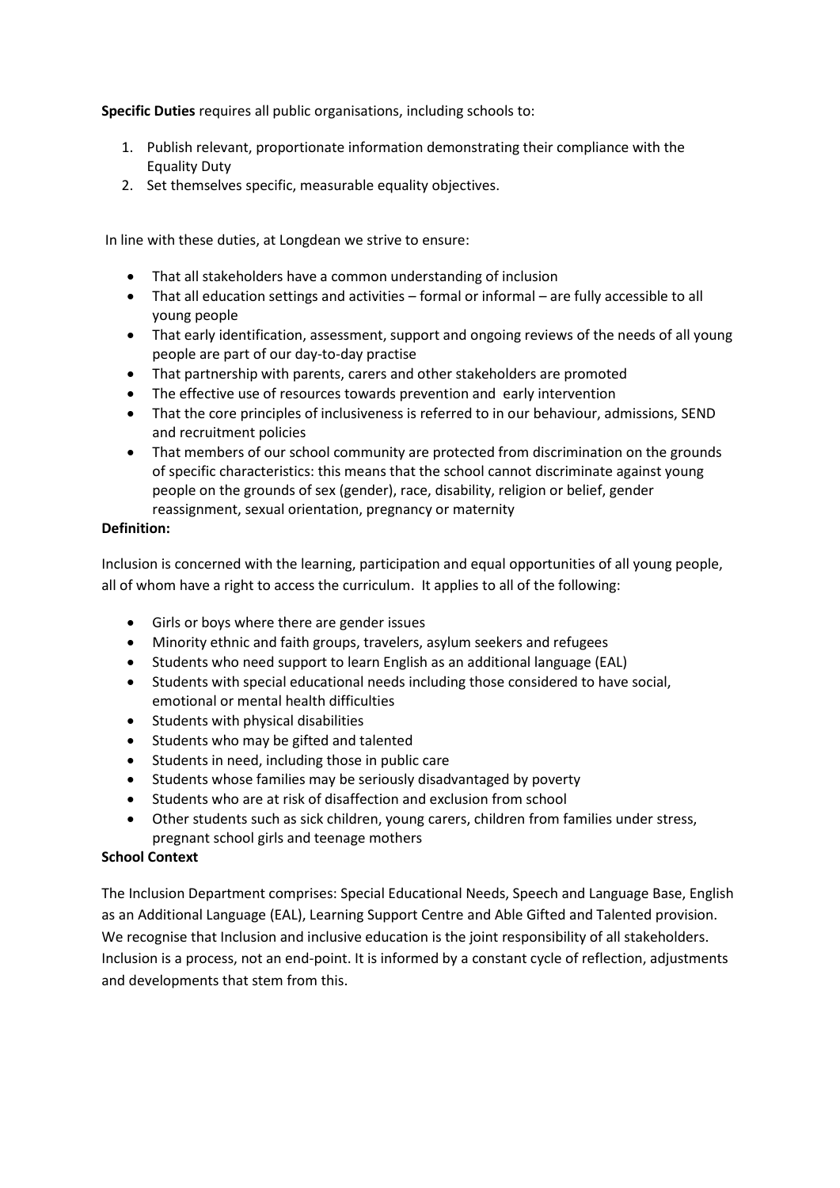**Specific Duties** requires all public organisations, including schools to:

1. Publish relevant, proportionate information demonstrating their compliance with the Equality Duty
2. Set themselves specific, measurable equality objectives.

In line with these duties, at Longdean we strive to ensure:

- That all stakeholders have a common understanding of inclusion
- That all education settings and activities – formal or informal – are fully accessible to all young people
- That early identification, assessment, support and ongoing reviews of the needs of all young people are part of our day-to-day practise
- That partnership with parents, carers and other stakeholders are promoted
- The effective use of resources towards prevention and early intervention
- That the core principles of inclusiveness is referred to in our behaviour, admissions, SEND and recruitment policies
- That members of our school community are protected from discrimination on the grounds of specific characteristics: this means that the school cannot discriminate against young people on the grounds of sex (gender), race, disability, religion or belief, gender reassignment, sexual orientation, pregnancy or maternity

**Definition:**

Inclusion is concerned with the learning, participation and equal opportunities of all young people, all of whom have a right to access the curriculum. It applies to all of the following:

- Girls or boys where there are gender issues
- Minority ethnic and faith groups, travelers, asylum seekers and refugees
- Students who need support to learn English as an additional language (EAL)
- Students with special educational needs including those considered to have social, emotional or mental health difficulties
- Students with physical disabilities
- Students who may be gifted and talented
- Students in need, including those in public care
- Students whose families may be seriously disadvantaged by poverty
- Students who are at risk of disaffection and exclusion from school
- Other students such as sick children, young carers, children from families under stress, pregnant school girls and teenage mothers

**School Context**

The Inclusion Department comprises: Special Educational Needs, Speech and Language Base, English as an Additional Language (EAL), Learning Support Centre and Able Gifted and Talented provision. We recognise that Inclusion and inclusive education is the joint responsibility of all stakeholders. Inclusion is a process, not an end-point. It is informed by a constant cycle of reflection, adjustments and developments that stem from this.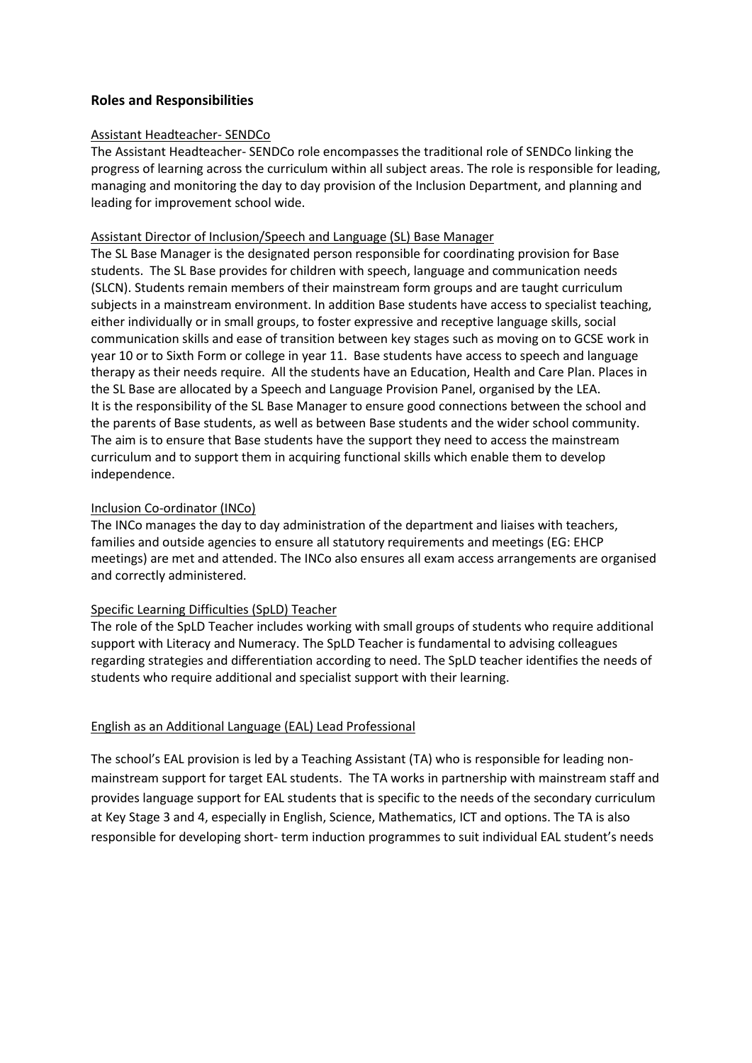## Roles and Responsibilities

### Assistant Headteacher- SENDCo

The Assistant Headteacher- SENDCo role encompasses the traditional role of SENDCo linking the progress of learning across the curriculum within all subject areas. The role is responsible for leading, managing and monitoring the day to day provision of the Inclusion Department, and planning and leading for improvement school wide.

### Assistant Director of Inclusion/Speech and Language (SL) Base Manager

The SL Base Manager is the designated person responsible for coordinating provision for Base students. The SL Base provides for children with speech, language and communication needs (SLCN). Students remain members of their mainstream form groups and are taught curriculum subjects in a mainstream environment. In addition Base students have access to specialist teaching, either individually or in small groups, to foster expressive and receptive language skills, social communication skills and ease of transition between key stages such as moving on to GCSE work in year 10 or to Sixth Form or college in year 11. Base students have access to speech and language therapy as their needs require. All the students have an Education, Health and Care Plan. Places in the SL Base are allocated by a Speech and Language Provision Panel, organised by the LEA.
It is the responsibility of the SL Base Manager to ensure good connections between the school and the parents of Base students, as well as between Base students and the wider school community. The aim is to ensure that Base students have the support they need to access the mainstream curriculum and to support them in acquiring functional skills which enable them to develop independence.

### Inclusion Co-ordinator (INCo)

The INCo manages the day to day administration of the department and liaises with teachers, families and outside agencies to ensure all statutory requirements and meetings (EG: EHCP meetings) are met and attended. The INCo also ensures all exam access arrangements are organised and correctly administered.

### Specific Learning Difficulties (SpLD) Teacher

The role of the SpLD Teacher includes working with small groups of students who require additional support with Literacy and Numeracy. The SpLD Teacher is fundamental to advising colleagues regarding strategies and differentiation according to need. The SpLD teacher identifies the needs of students who require additional and specialist support with their learning.

### English as an Additional Language (EAL) Lead Professional

The school's EAL provision is led by a Teaching Assistant (TA) who is responsible for leading non-mainstream support for target EAL students. The TA works in partnership with mainstream staff and provides language support for EAL students that is specific to the needs of the secondary curriculum at Key Stage 3 and 4, especially in English, Science, Mathematics, ICT and options. The TA is also responsible for developing short- term induction programmes to suit individual EAL student's needs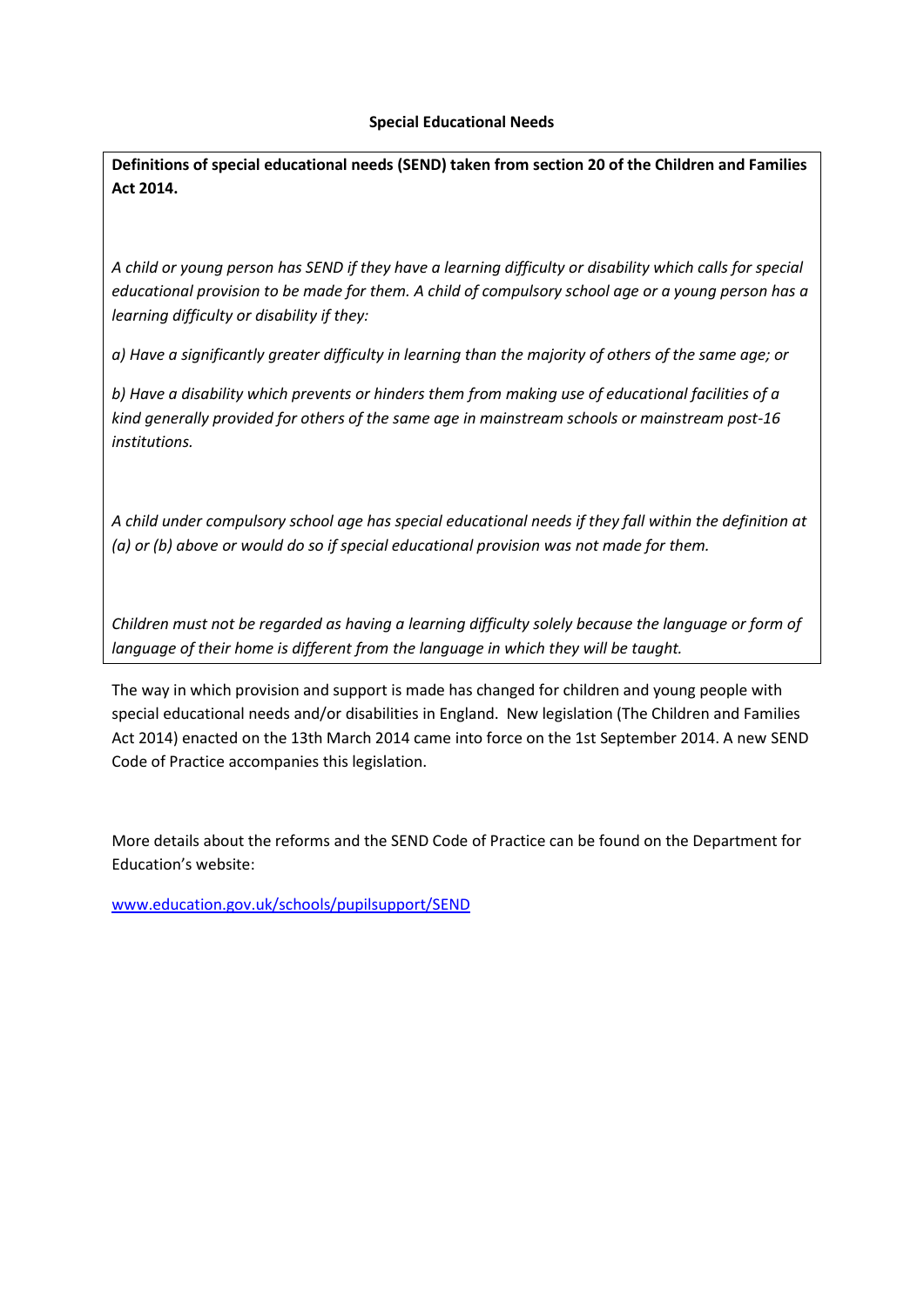**Special Educational Needs**

**Definitions of special educational needs (SEND) taken from section 20 of the Children and Families Act 2014.**

*A child or young person has SEND if they have a learning difficulty or disability which calls for special educational provision to be made for them. A child of compulsory school age or a young person has a learning difficulty or disability if they:*

*a) Have a significantly greater difficulty in learning than the majority of others of the same age; or*

*b) Have a disability which prevents or hinders them from making use of educational facilities of a kind generally provided for others of the same age in mainstream schools or mainstream post-16 institutions.*

*A child under compulsory school age has special educational needs if they fall within the definition at (a) or (b) above or would do so if special educational provision was not made for them.*

*Children must not be regarded as having a learning difficulty solely because the language or form of language of their home is different from the language in which they will be taught.*

The way in which provision and support is made has changed for children and young people with special educational needs and/or disabilities in England. New legislation (The Children and Families Act 2014) enacted on the 13th March 2014 came into force on the 1st September 2014. A new SEND Code of Practice accompanies this legislation.

More details about the reforms and the SEND Code of Practice can be found on the Department for Education's website:

[www.education.gov.uk/schools/pupilsupport/SEND](www.education.gov.uk/schools/pupilsupport/SEND)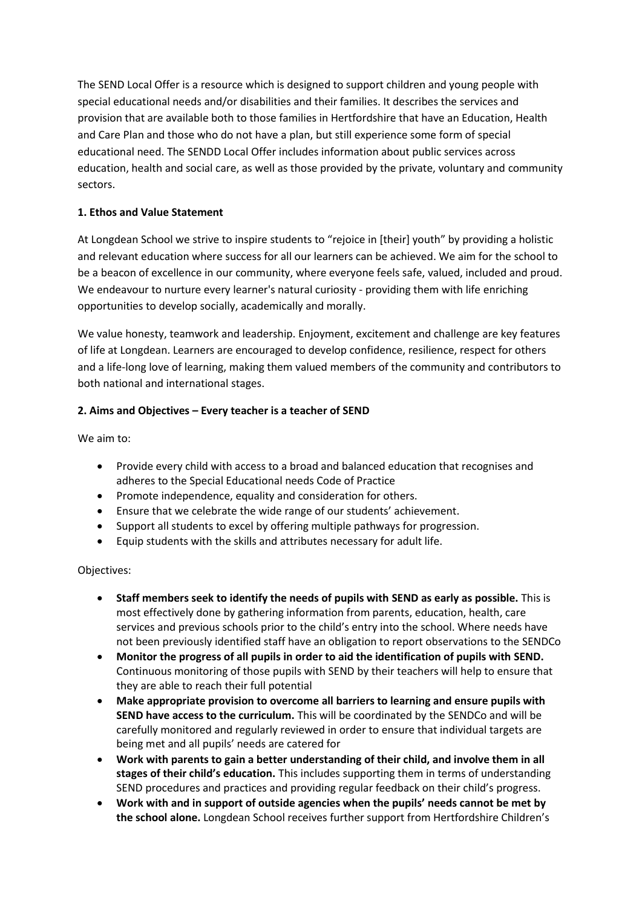The SEND Local Offer is a resource which is designed to support children and young people with special educational needs and/or disabilities and their families. It describes the services and provision that are available both to those families in Hertfordshire that have an Education, Health and Care Plan and those who do not have a plan, but still experience some form of special educational need. The SENDD Local Offer includes information about public services across education, health and social care, as well as those provided by the private, voluntary and community sectors.

**1. Ethos and Value Statement**

At Longdean School we strive to inspire students to "rejoice in [their] youth" by providing a holistic and relevant education where success for all our learners can be achieved. We aim for the school to be a beacon of excellence in our community, where everyone feels safe, valued, included and proud. We endeavour to nurture every learner's natural curiosity - providing them with life enriching opportunities to develop socially, academically and morally.

We value honesty, teamwork and leadership. Enjoyment, excitement and challenge are key features of life at Longdean. Learners are encouraged to develop confidence, resilience, respect for others and a life-long love of learning, making them valued members of the community and contributors to both national and international stages.

**2. Aims and Objectives – Every teacher is a teacher of SEND**

We aim to:

- Provide every child with access to a broad and balanced education that recognises and adheres to the Special Educational needs Code of Practice
- Promote independence, equality and consideration for others.
- Ensure that we celebrate the wide range of our students' achievement.
- Support all students to excel by offering multiple pathways for progression.
- Equip students with the skills and attributes necessary for adult life.

Objectives:

- **Staff members seek to identify the needs of pupils with SEND as early as possible.** This is most effectively done by gathering information from parents, education, health, care services and previous schools prior to the child's entry into the school. Where needs have not been previously identified staff have an obligation to report observations to the SENDCo
- **Monitor the progress of all pupils in order to aid the identification of pupils with SEND.** Continuous monitoring of those pupils with SEND by their teachers will help to ensure that they are able to reach their full potential
- **Make appropriate provision to overcome all barriers to learning and ensure pupils with SEND have access to the curriculum.** This will be coordinated by the SENDCo and will be carefully monitored and regularly reviewed in order to ensure that individual targets are being met and all pupils' needs are catered for
- **Work with parents to gain a better understanding of their child, and involve them in all stages of their child's education.** This includes supporting them in terms of understanding SEND procedures and practices and providing regular feedback on their child's progress.
- **Work with and in support of outside agencies when the pupils' needs cannot be met by the school alone.** Longdean School receives further support from Hertfordshire Children's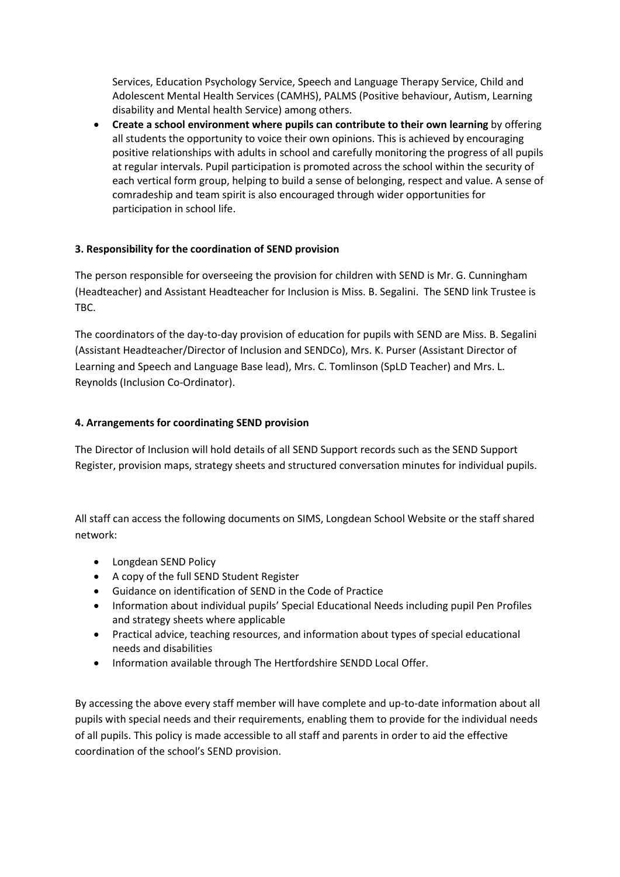Services, Education Psychology Service, Speech and Language Therapy Service, Child and Adolescent Mental Health Services (CAMHS), PALMS (Positive behaviour, Autism, Learning disability and Mental health Service) among others.

- **Create a school environment where pupils can contribute to their own learning** by offering all students the opportunity to voice their own opinions. This is achieved by encouraging positive relationships with adults in school and carefully monitoring the progress of all pupils at regular intervals. Pupil participation is promoted across the school within the security of each vertical form group, helping to build a sense of belonging, respect and value. A sense of comradeship and team spirit is also encouraged through wider opportunities for participation in school life.

### 3. Responsibility for the coordination of SEND provision

The person responsible for overseeing the provision for children with SEND is Mr. G. Cunningham (Headteacher) and Assistant Headteacher for Inclusion is Miss. B. Segalini. The SEND link Trustee is TBC.

The coordinators of the day-to-day provision of education for pupils with SEND are Miss. B. Segalini (Assistant Headteacher/Director of Inclusion and SENDCo), Mrs. K. Purser (Assistant Director of Learning and Speech and Language Base lead), Mrs. C. Tomlinson (SpLD Teacher) and Mrs. L. Reynolds (Inclusion Co-Ordinator).

### 4. Arrangements for coordinating SEND provision

The Director of Inclusion will hold details of all SEND Support records such as the SEND Support Register, provision maps, strategy sheets and structured conversation minutes for individual pupils.

All staff can access the following documents on SIMS, Longdean School Website or the staff shared network:

- Longdean SEND Policy
- A copy of the full SEND Student Register
- Guidance on identification of SEND in the Code of Practice
- Information about individual pupils' Special Educational Needs including pupil Pen Profiles and strategy sheets where applicable
- Practical advice, teaching resources, and information about types of special educational needs and disabilities
- Information available through The Hertfordshire SENDD Local Offer.

By accessing the above every staff member will have complete and up-to-date information about all pupils with special needs and their requirements, enabling them to provide for the individual needs of all pupils. This policy is made accessible to all staff and parents in order to aid the effective coordination of the school's SEND provision.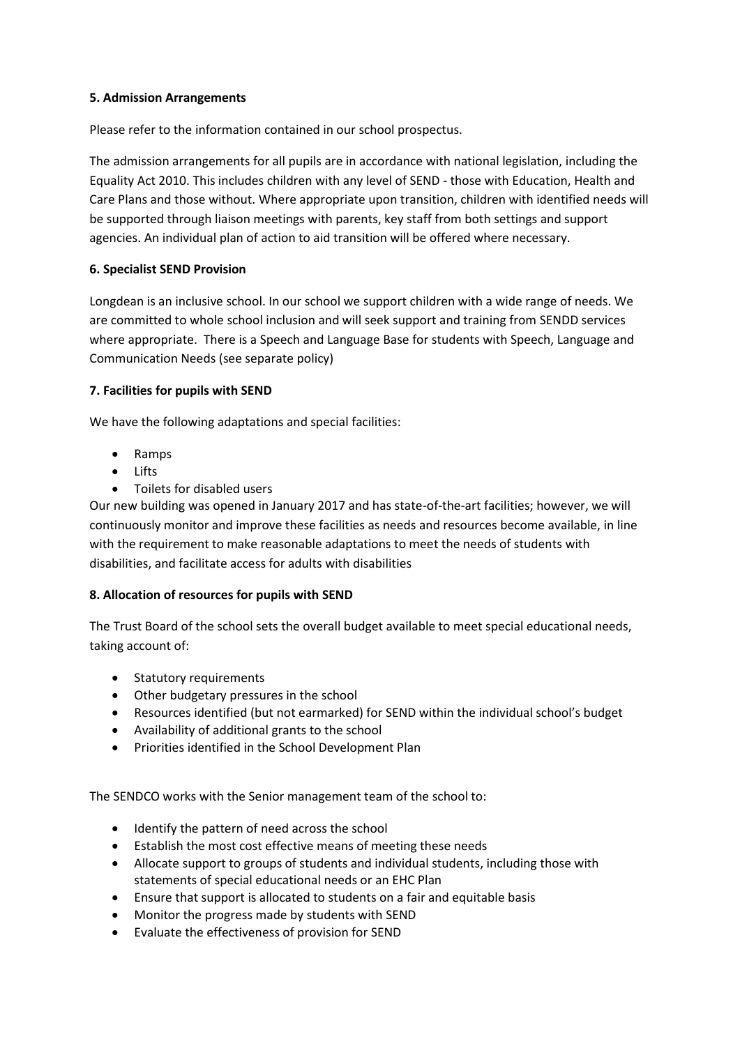**5. Admission Arrangements**

Please refer to the information contained in our school prospectus.

The admission arrangements for all pupils are in accordance with national legislation, including the Equality Act 2010. This includes children with any level of SEND - those with Education, Health and Care Plans and those without. Where appropriate upon transition, children with identified needs will be supported through liaison meetings with parents, key staff from both settings and support agencies. An individual plan of action to aid transition will be offered where necessary.

**6. Specialist SEND Provision**

Longdean is an inclusive school. In our school we support children with a wide range of needs. We are committed to whole school inclusion and will seek support and training from SENDD services where appropriate. There is a Speech and Language Base for students with Speech, Language and Communication Needs (see separate policy)

**7. Facilities for pupils with SEND**

We have the following adaptations and special facilities:

- Ramps
- Lifts
- Toilets for disabled users

Our new building was opened in January 2017 and has state-of-the-art facilities; however, we will continuously monitor and improve these facilities as needs and resources become available, in line with the requirement to make reasonable adaptations to meet the needs of students with disabilities, and facilitate access for adults with disabilities

**8. Allocation of resources for pupils with SEND**

The Trust Board of the school sets the overall budget available to meet special educational needs, taking account of:

- Statutory requirements
- Other budgetary pressures in the school
- Resources identified (but not earmarked) for SEND within the individual school's budget
- Availability of additional grants to the school
- Priorities identified in the School Development Plan

The SENDCO works with the Senior management team of the school to:

- Identify the pattern of need across the school
- Establish the most cost effective means of meeting these needs
- Allocate support to groups of students and individual students, including those with statements of special educational needs or an EHC Plan
- Ensure that support is allocated to students on a fair and equitable basis
- Monitor the progress made by students with SEND
- Evaluate the effectiveness of provision for SEND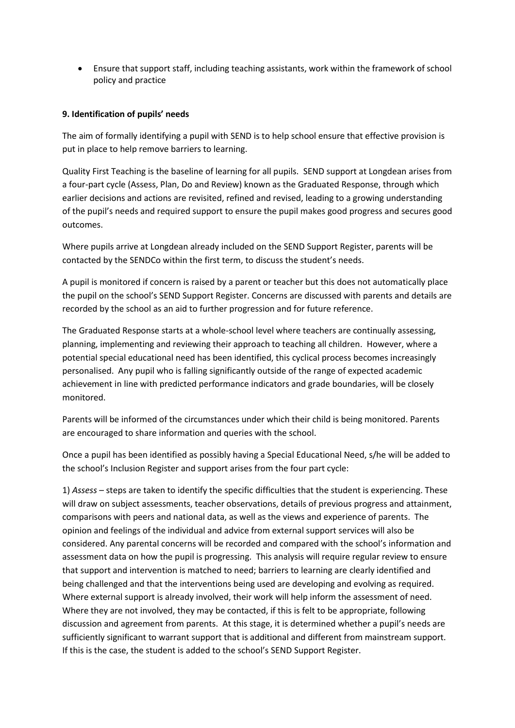- Ensure that support staff, including teaching assistants, work within the framework of school policy and practice

**9. Identification of pupils' needs**

The aim of formally identifying a pupil with SEND is to help school ensure that effective provision is put in place to help remove barriers to learning.

Quality First Teaching is the baseline of learning for all pupils. SEND support at Longdean arises from a four-part cycle (Assess, Plan, Do and Review) known as the Graduated Response, through which earlier decisions and actions are revisited, refined and revised, leading to a growing understanding of the pupil's needs and required support to ensure the pupil makes good progress and secures good outcomes.

Where pupils arrive at Longdean already included on the SEND Support Register, parents will be contacted by the SENDCo within the first term, to discuss the student's needs.

A pupil is monitored if concern is raised by a parent or teacher but this does not automatically place the pupil on the school's SEND Support Register. Concerns are discussed with parents and details are recorded by the school as an aid to further progression and for future reference.

The Graduated Response starts at a whole-school level where teachers are continually assessing, planning, implementing and reviewing their approach to teaching all children. However, where a potential special educational need has been identified, this cyclical process becomes increasingly personalised. Any pupil who is falling significantly outside of the range of expected academic achievement in line with predicted performance indicators and grade boundaries, will be closely monitored.

Parents will be informed of the circumstances under which their child is being monitored. Parents are encouraged to share information and queries with the school.

Once a pupil has been identified as possibly having a Special Educational Need, s/he will be added to the school's Inclusion Register and support arises from the four part cycle:

1) *Assess* – steps are taken to identify the specific difficulties that the student is experiencing. These will draw on subject assessments, teacher observations, details of previous progress and attainment, comparisons with peers and national data, as well as the views and experience of parents. The opinion and feelings of the individual and advice from external support services will also be considered. Any parental concerns will be recorded and compared with the school's information and assessment data on how the pupil is progressing. This analysis will require regular review to ensure that support and intervention is matched to need; barriers to learning are clearly identified and being challenged and that the interventions being used are developing and evolving as required. Where external support is already involved, their work will help inform the assessment of need. Where they are not involved, they may be contacted, if this is felt to be appropriate, following discussion and agreement from parents. At this stage, it is determined whether a pupil's needs are sufficiently significant to warrant support that is additional and different from mainstream support. If this is the case, the student is added to the school's SEND Support Register.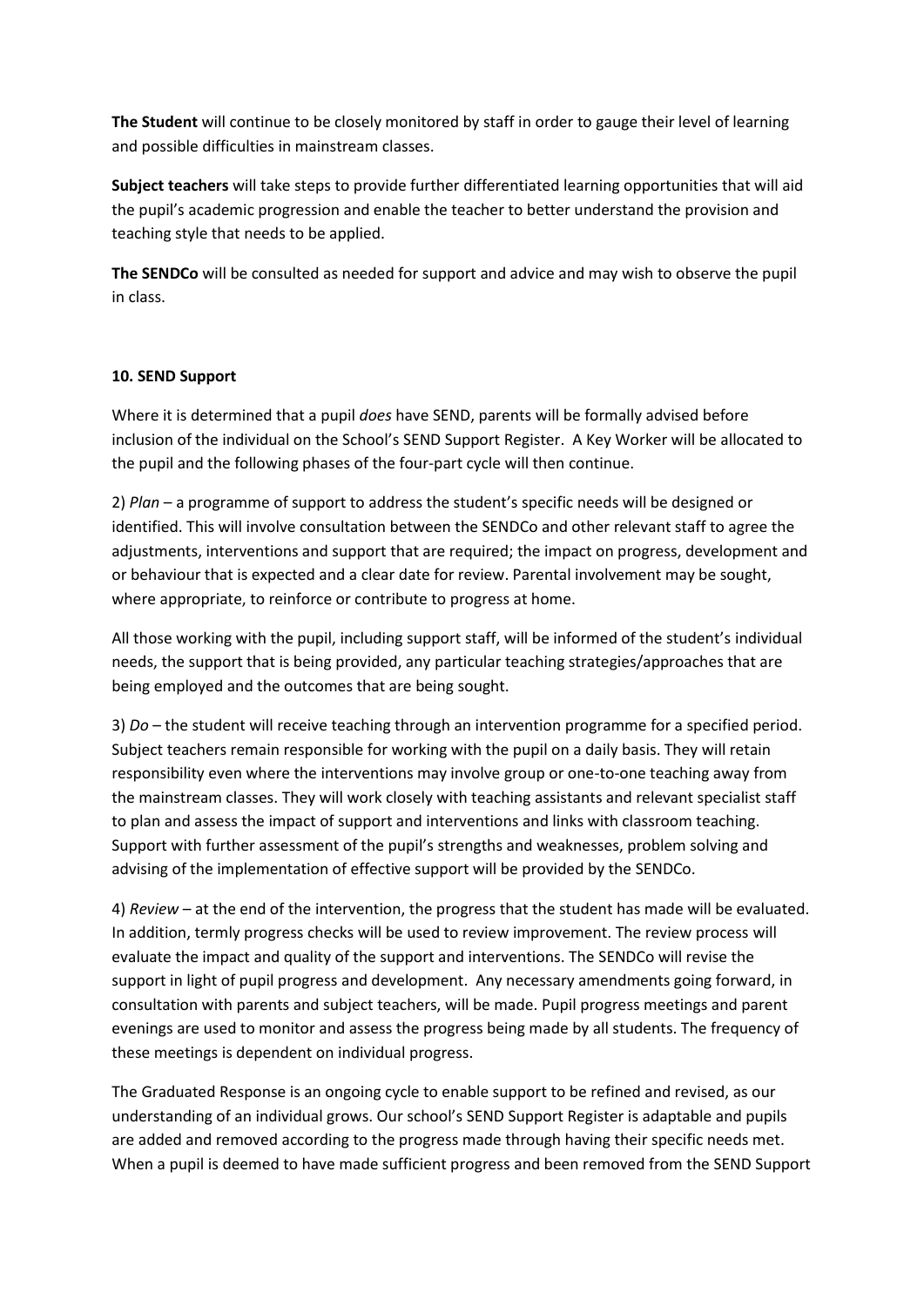**The Student** will continue to be closely monitored by staff in order to gauge their level of learning and possible difficulties in mainstream classes.

**Subject teachers** will take steps to provide further differentiated learning opportunities that will aid the pupil's academic progression and enable the teacher to better understand the provision and teaching style that needs to be applied.

**The SENDCo** will be consulted as needed for support and advice and may wish to observe the pupil in class.

#### 10. SEND Support

Where it is determined that a pupil *does* have SEND, parents will be formally advised before inclusion of the individual on the School's SEND Support Register. A Key Worker will be allocated to the pupil and the following phases of the four-part cycle will then continue.

2) *Plan* – a programme of support to address the student's specific needs will be designed or identified. This will involve consultation between the SENDCo and other relevant staff to agree the adjustments, interventions and support that are required; the impact on progress, development and or behaviour that is expected and a clear date for review. Parental involvement may be sought, where appropriate, to reinforce or contribute to progress at home.

All those working with the pupil, including support staff, will be informed of the student's individual needs, the support that is being provided, any particular teaching strategies/approaches that are being employed and the outcomes that are being sought.

3) *Do* – the student will receive teaching through an intervention programme for a specified period. Subject teachers remain responsible for working with the pupil on a daily basis. They will retain responsibility even where the interventions may involve group or one-to-one teaching away from the mainstream classes. They will work closely with teaching assistants and relevant specialist staff to plan and assess the impact of support and interventions and links with classroom teaching. Support with further assessment of the pupil's strengths and weaknesses, problem solving and advising of the implementation of effective support will be provided by the SENDCo.

4) *Review* – at the end of the intervention, the progress that the student has made will be evaluated. In addition, termly progress checks will be used to review improvement. The review process will evaluate the impact and quality of the support and interventions. The SENDCo will revise the support in light of pupil progress and development. Any necessary amendments going forward, in consultation with parents and subject teachers, will be made. Pupil progress meetings and parent evenings are used to monitor and assess the progress being made by all students. The frequency of these meetings is dependent on individual progress.

The Graduated Response is an ongoing cycle to enable support to be refined and revised, as our understanding of an individual grows. Our school's SEND Support Register is adaptable and pupils are added and removed according to the progress made through having their specific needs met. When a pupil is deemed to have made sufficient progress and been removed from the SEND Support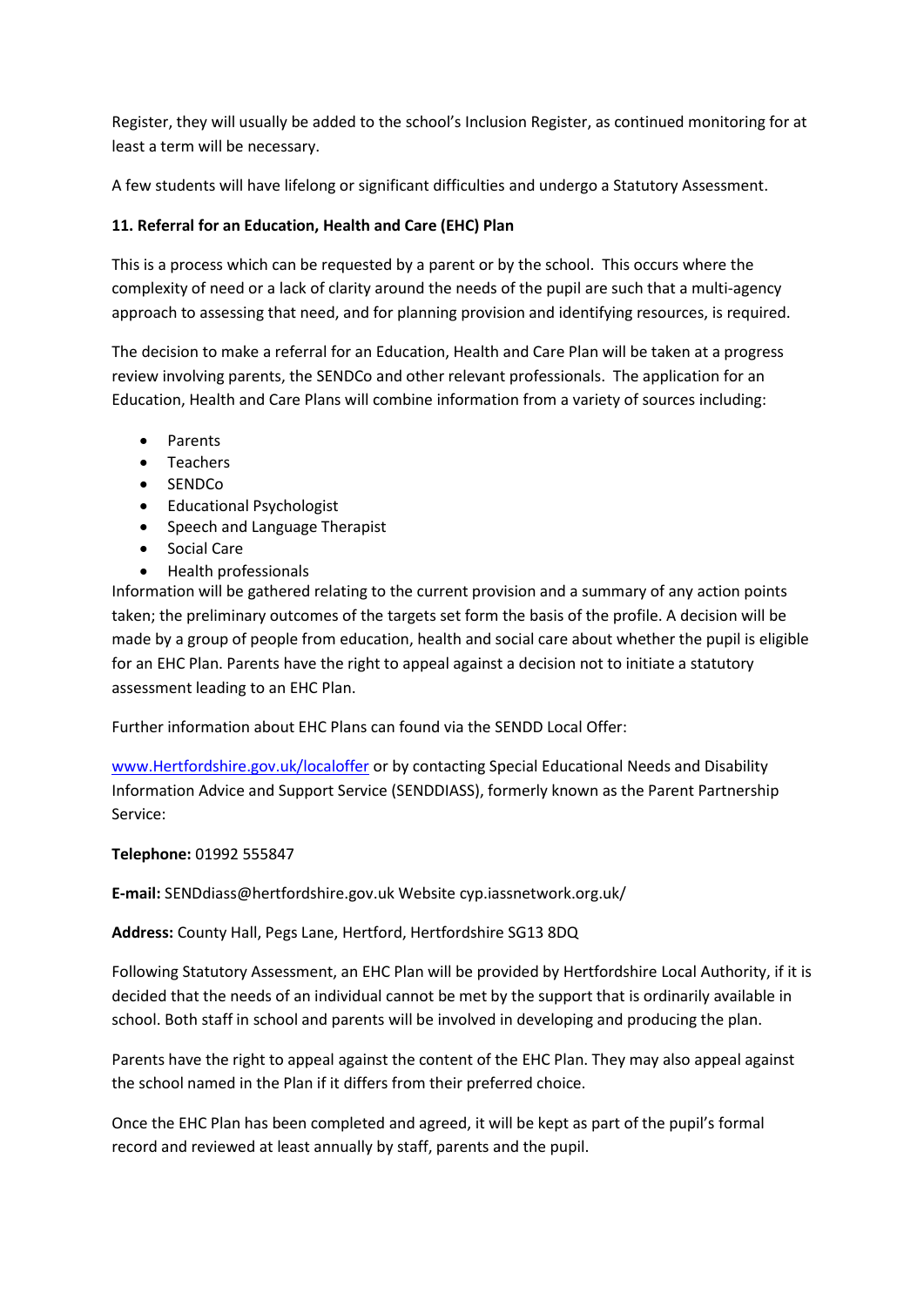Register, they will usually be added to the school's Inclusion Register, as continued monitoring for at least a term will be necessary.

A few students will have lifelong or significant difficulties and undergo a Statutory Assessment.

**11. Referral for an Education, Health and Care (EHC) Plan**

This is a process which can be requested by a parent or by the school. This occurs where the complexity of need or a lack of clarity around the needs of the pupil are such that a multi-agency approach to assessing that need, and for planning provision and identifying resources, is required.

The decision to make a referral for an Education, Health and Care Plan will be taken at a progress review involving parents, the SENDCo and other relevant professionals. The application for an Education, Health and Care Plans will combine information from a variety of sources including:

- Parents
- Teachers
- SENDCo
- Educational Psychologist
- Speech and Language Therapist
- Social Care
- Health professionals

Information will be gathered relating to the current provision and a summary of any action points taken; the preliminary outcomes of the targets set form the basis of the profile. A decision will be made by a group of people from education, health and social care about whether the pupil is eligible for an EHC Plan. Parents have the right to appeal against a decision not to initiate a statutory assessment leading to an EHC Plan.

Further information about EHC Plans can found via the SENDD Local Offer:

[www.Hertfordshire.gov.uk/localoffer](www.Hertfordshire.gov.uk/localoffer) or by contacting Special Educational Needs and Disability Information Advice and Support Service (SENDDIASS), formerly known as the Parent Partnership Service:

**Telephone:** 01992 555847

**E-mail:** SENDdiass@hertfordshire.gov.uk Website cyp.iassnetwork.org.uk/

**Address:** County Hall, Pegs Lane, Hertford, Hertfordshire SG13 8DQ

Following Statutory Assessment, an EHC Plan will be provided by Hertfordshire Local Authority, if it is decided that the needs of an individual cannot be met by the support that is ordinarily available in school. Both staff in school and parents will be involved in developing and producing the plan.

Parents have the right to appeal against the content of the EHC Plan. They may also appeal against the school named in the Plan if it differs from their preferred choice.

Once the EHC Plan has been completed and agreed, it will be kept as part of the pupil's formal record and reviewed at least annually by staff, parents and the pupil.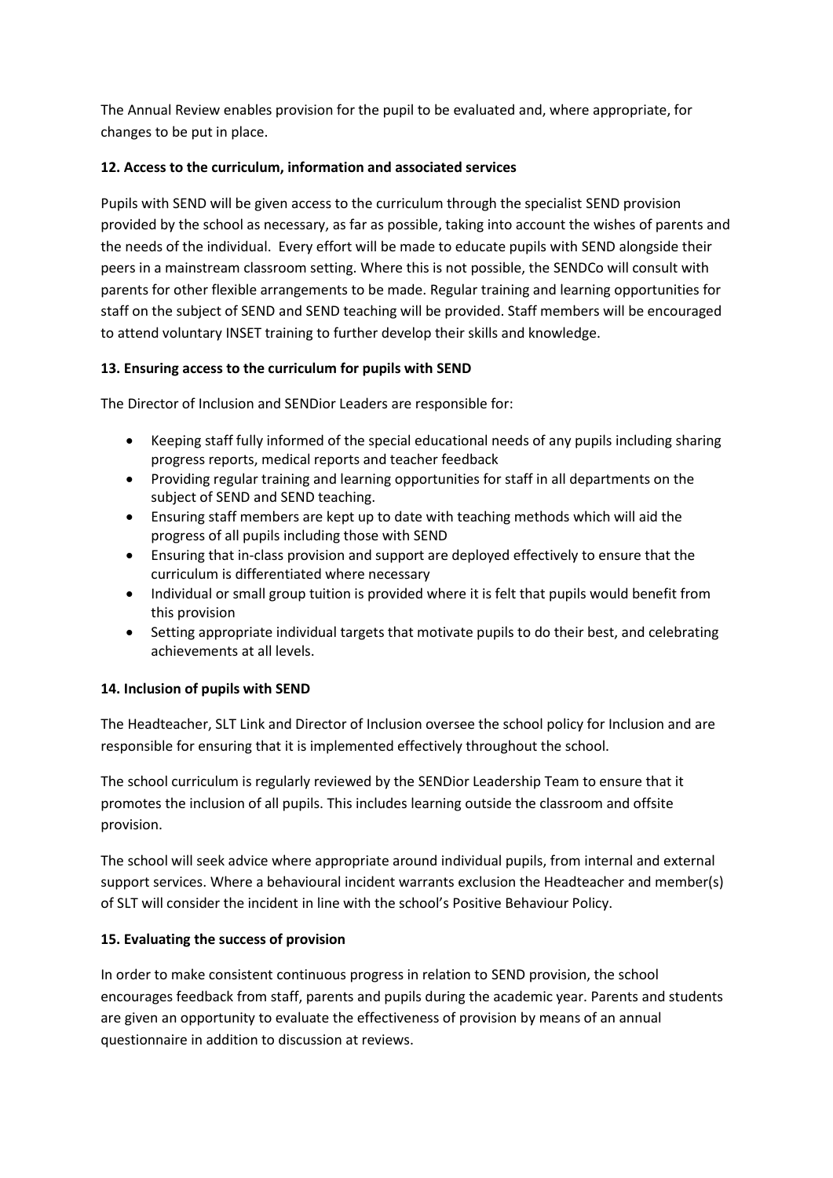The Annual Review enables provision for the pupil to be evaluated and, where appropriate, for changes to be put in place.

**12. Access to the curriculum, information and associated services**

Pupils with SEND will be given access to the curriculum through the specialist SEND provision provided by the school as necessary, as far as possible, taking into account the wishes of parents and the needs of the individual. Every effort will be made to educate pupils with SEND alongside their peers in a mainstream classroom setting. Where this is not possible, the SENDCo will consult with parents for other flexible arrangements to be made. Regular training and learning opportunities for staff on the subject of SEND and SEND teaching will be provided. Staff members will be encouraged to attend voluntary INSET training to further develop their skills and knowledge.

**13. Ensuring access to the curriculum for pupils with SEND**

The Director of Inclusion and SENDior Leaders are responsible for:

- Keeping staff fully informed of the special educational needs of any pupils including sharing progress reports, medical reports and teacher feedback
- Providing regular training and learning opportunities for staff in all departments on the subject of SEND and SEND teaching.
- Ensuring staff members are kept up to date with teaching methods which will aid the progress of all pupils including those with SEND
- Ensuring that in-class provision and support are deployed effectively to ensure that the curriculum is differentiated where necessary
- Individual or small group tuition is provided where it is felt that pupils would benefit from this provision
- Setting appropriate individual targets that motivate pupils to do their best, and celebrating achievements at all levels.

**14. Inclusion of pupils with SEND**

The Headteacher, SLT Link and Director of Inclusion oversee the school policy for Inclusion and are responsible for ensuring that it is implemented effectively throughout the school.

The school curriculum is regularly reviewed by the SENDior Leadership Team to ensure that it promotes the inclusion of all pupils. This includes learning outside the classroom and offsite provision.

The school will seek advice where appropriate around individual pupils, from internal and external support services. Where a behavioural incident warrants exclusion the Headteacher and member(s) of SLT will consider the incident in line with the school's Positive Behaviour Policy.

**15. Evaluating the success of provision**

In order to make consistent continuous progress in relation to SEND provision, the school encourages feedback from staff, parents and pupils during the academic year. Parents and students are given an opportunity to evaluate the effectiveness of provision by means of an annual questionnaire in addition to discussion at reviews.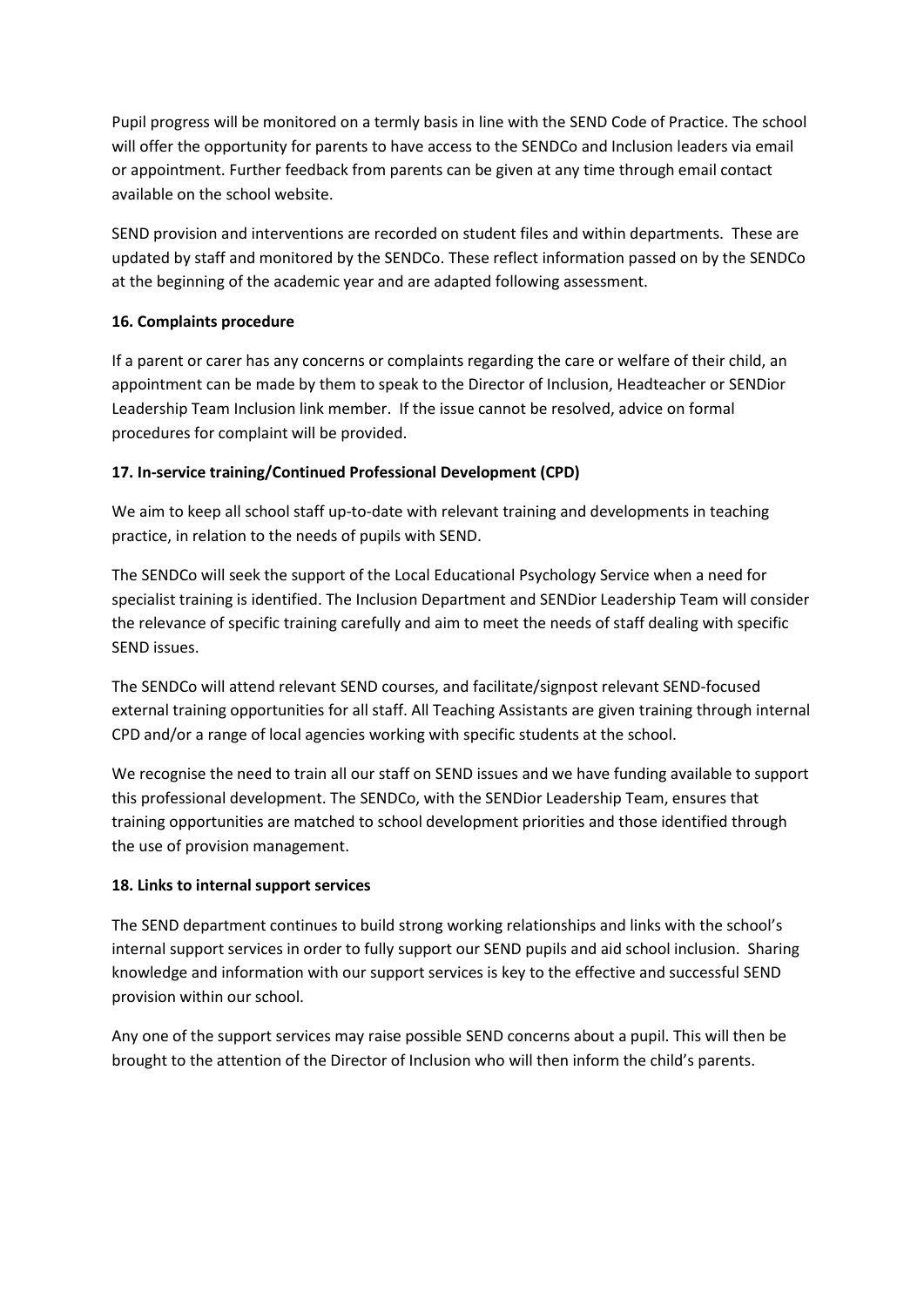Pupil progress will be monitored on a termly basis in line with the SEND Code of Practice. The school will offer the opportunity for parents to have access to the SENDCo and Inclusion leaders via email or appointment. Further feedback from parents can be given at any time through email contact available on the school website.

SEND provision and interventions are recorded on student files and within departments. These are updated by staff and monitored by the SENDCo. These reflect information passed on by the SENDCo at the beginning of the academic year and are adapted following assessment.

**16. Complaints procedure**

If a parent or carer has any concerns or complaints regarding the care or welfare of their child, an appointment can be made by them to speak to the Director of Inclusion, Headteacher or SENDior Leadership Team Inclusion link member. If the issue cannot be resolved, advice on formal procedures for complaint will be provided.

**17. In-service training/Continued Professional Development (CPD)**

We aim to keep all school staff up-to-date with relevant training and developments in teaching practice, in relation to the needs of pupils with SEND.

The SENDCo will seek the support of the Local Educational Psychology Service when a need for specialist training is identified. The Inclusion Department and SENDior Leadership Team will consider the relevance of specific training carefully and aim to meet the needs of staff dealing with specific SEND issues.

The SENDCo will attend relevant SEND courses, and facilitate/signpost relevant SEND-focused external training opportunities for all staff. All Teaching Assistants are given training through internal CPD and/or a range of local agencies working with specific students at the school.

We recognise the need to train all our staff on SEND issues and we have funding available to support this professional development. The SENDCo, with the SENDior Leadership Team, ensures that training opportunities are matched to school development priorities and those identified through the use of provision management.

**18. Links to internal support services**

The SEND department continues to build strong working relationships and links with the school's internal support services in order to fully support our SEND pupils and aid school inclusion. Sharing knowledge and information with our support services is key to the effective and successful SEND provision within our school.

Any one of the support services may raise possible SEND concerns about a pupil. This will then be brought to the attention of the Director of Inclusion who will then inform the child's parents.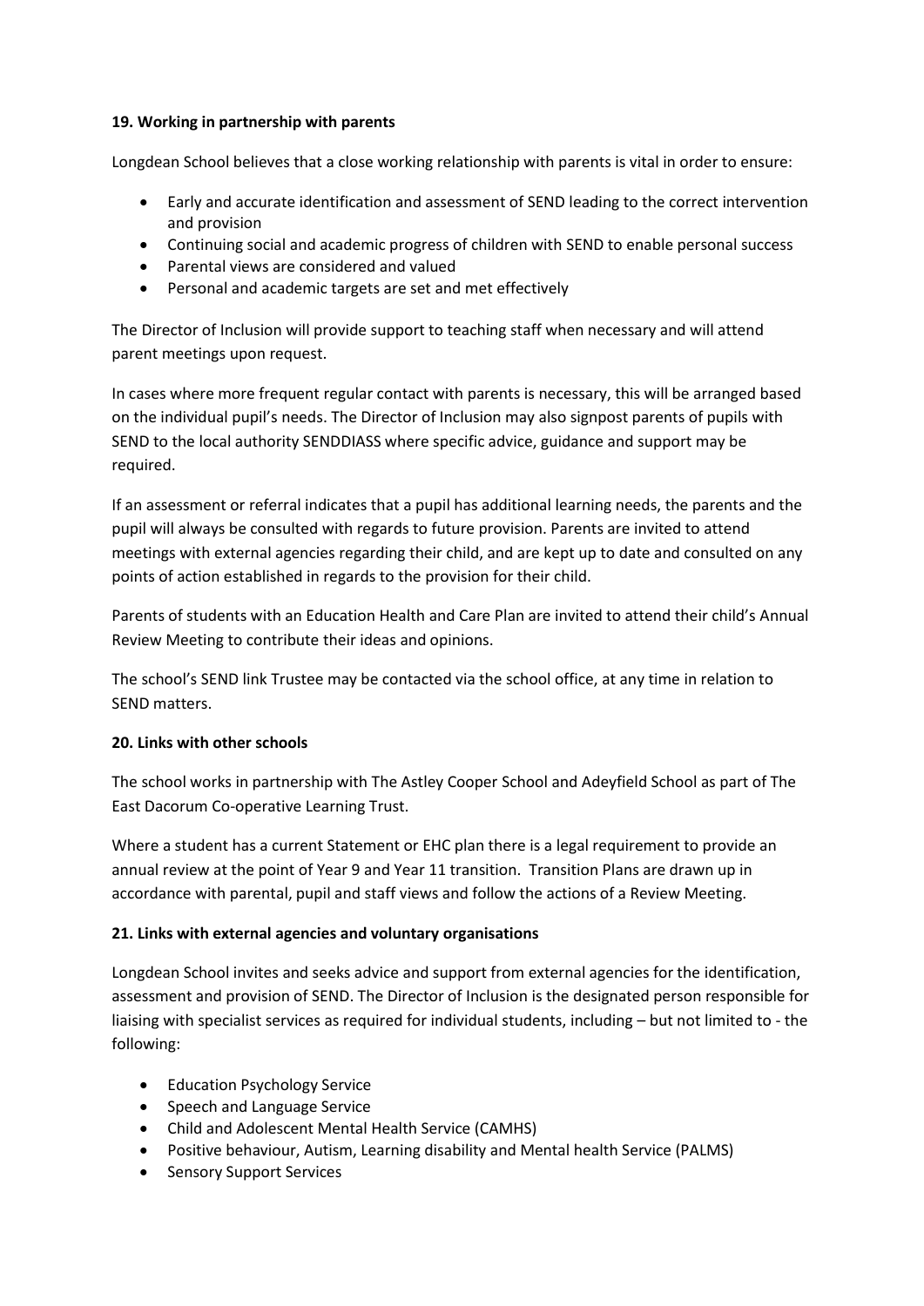**19. Working in partnership with parents**

Longdean School believes that a close working relationship with parents is vital in order to ensure:

- Early and accurate identification and assessment of SEND leading to the correct intervention and provision
- Continuing social and academic progress of children with SEND to enable personal success
- Parental views are considered and valued
- Personal and academic targets are set and met effectively

The Director of Inclusion will provide support to teaching staff when necessary and will attend parent meetings upon request.

In cases where more frequent regular contact with parents is necessary, this will be arranged based on the individual pupil's needs. The Director of Inclusion may also signpost parents of pupils with SEND to the local authority SENDDIASS where specific advice, guidance and support may be required.

If an assessment or referral indicates that a pupil has additional learning needs, the parents and the pupil will always be consulted with regards to future provision. Parents are invited to attend meetings with external agencies regarding their child, and are kept up to date and consulted on any points of action established in regards to the provision for their child.

Parents of students with an Education Health and Care Plan are invited to attend their child's Annual Review Meeting to contribute their ideas and opinions.

The school's SEND link Trustee may be contacted via the school office, at any time in relation to SEND matters.

**20. Links with other schools**

The school works in partnership with The Astley Cooper School and Adeyfield School as part of The East Dacorum Co-operative Learning Trust.

Where a student has a current Statement or EHC plan there is a legal requirement to provide an annual review at the point of Year 9 and Year 11 transition. Transition Plans are drawn up in accordance with parental, pupil and staff views and follow the actions of a Review Meeting.

**21. Links with external agencies and voluntary organisations**

Longdean School invites and seeks advice and support from external agencies for the identification, assessment and provision of SEND. The Director of Inclusion is the designated person responsible for liaising with specialist services as required for individual students, including – but not limited to - the following:

- Education Psychology Service
- Speech and Language Service
- Child and Adolescent Mental Health Service (CAMHS)
- Positive behaviour, Autism, Learning disability and Mental health Service (PALMS)
- Sensory Support Services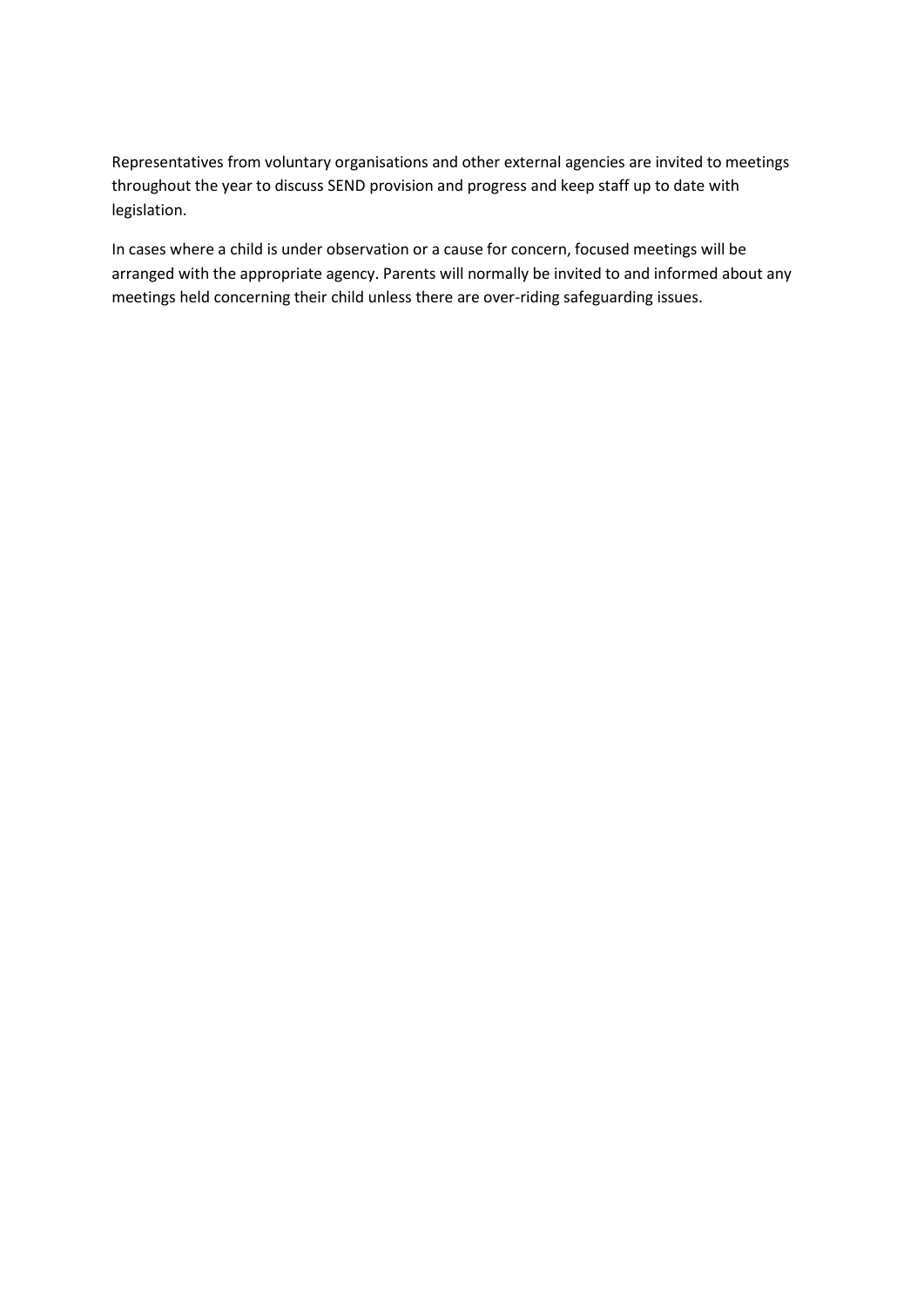Representatives from voluntary organisations and other external agencies are invited to meetings throughout the year to discuss SEND provision and progress and keep staff up to date with legislation.

In cases where a child is under observation or a cause for concern, focused meetings will be arranged with the appropriate agency. Parents will normally be invited to and informed about any meetings held concerning their child unless there are over-riding safeguarding issues.